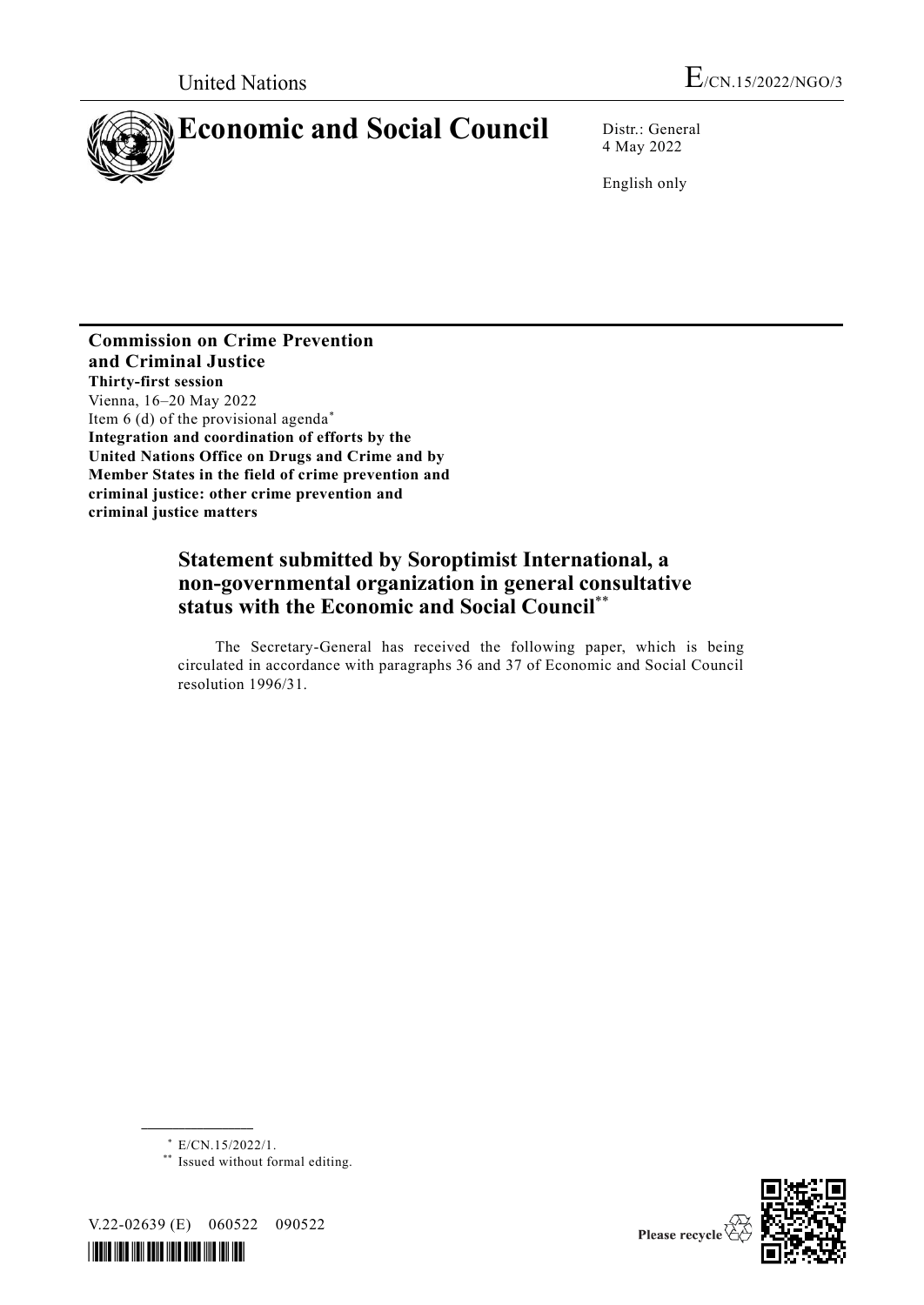United Nations

E/CN.15/2022/NGO/3

# Economic and Social Council

Distr.: General
4 May 2022

English only

**Commission on Crime Prevention and Criminal Justice**
**Thirty-first session**
Vienna, 16–20 May 2022
Item 6 (d) of the provisional agenda[*]
**Integration and coordination of efforts by the United Nations Office on Drugs and Crime and by Member States in the field of crime prevention and criminal justice: other crime prevention and criminal justice matters**

## Statement submitted by Soroptimist International, a non-governmental organization in general consultative status with the Economic and Social Council[**]

The Secretary-General has received the following paper, which is being circulated in accordance with paragraphs 36 and 37 of Economic and Social Council resolution 1996/31.

[*] E/CN.15/2022/1.
[**] Issued without formal editing.

V.22-02639 (E) 060522 090522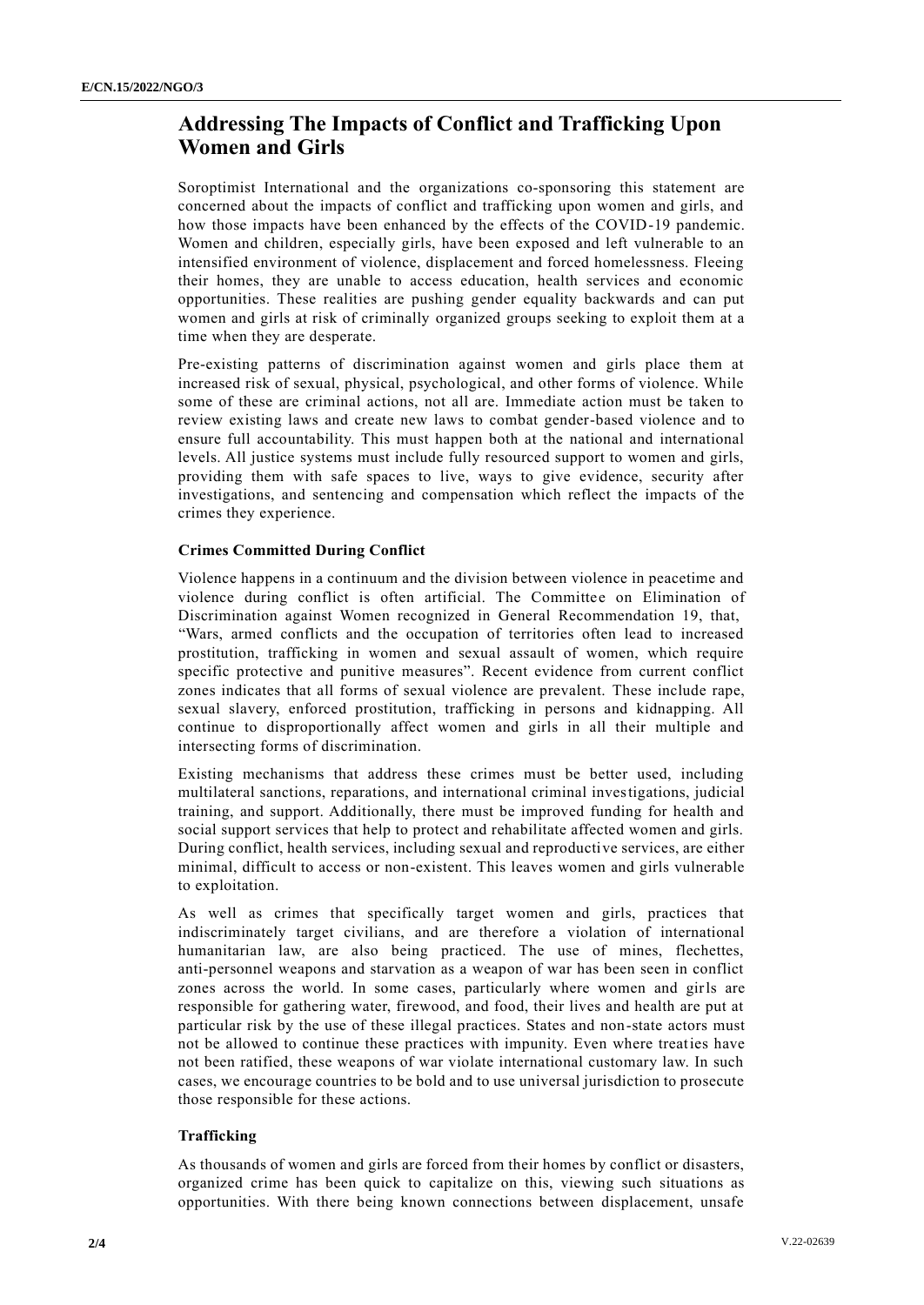## Addressing The Impacts of Conflict and Trafficking Upon Women and Girls

Soroptimist International and the organizations co-sponsoring this statement are concerned about the impacts of conflict and trafficking upon women and girls, and how those impacts have been enhanced by the effects of the COVID-19 pandemic. Women and children, especially girls, have been exposed and left vulnerable to an intensified environment of violence, displacement and forced homelessness. Fleeing their homes, they are unable to access education, health services and economic opportunities. These realities are pushing gender equality backwards and can put women and girls at risk of criminally organized groups seeking to exploit them at a time when they are desperate.

Pre-existing patterns of discrimination against women and girls place them at increased risk of sexual, physical, psychological, and other forms of violence. While some of these are criminal actions, not all are. Immediate action must be taken to review existing laws and create new laws to combat gender-based violence and to ensure full accountability. This must happen both at the national and international levels. All justice systems must include fully resourced support to women and girls, providing them with safe spaces to live, ways to give evidence, security after investigations, and sentencing and compensation which reflect the impacts of the crimes they experience.

### Crimes Committed During Conflict

Violence happens in a continuum and the division between violence in peacetime and violence during conflict is often artificial. The Committee on Elimination of Discrimination against Women recognized in General Recommendation 19, that, "Wars, armed conflicts and the occupation of territories often lead to increased prostitution, trafficking in women and sexual assault of women, which require specific protective and punitive measures". Recent evidence from current conflict zones indicates that all forms of sexual violence are prevalent. These include rape, sexual slavery, enforced prostitution, trafficking in persons and kidnapping. All continue to disproportionally affect women and girls in all their multiple and intersecting forms of discrimination.

Existing mechanisms that address these crimes must be better used, including multilateral sanctions, reparations, and international criminal investigations, judicial training, and support. Additionally, there must be improved funding for health and social support services that help to protect and rehabilitate affected women and girls. During conflict, health services, including sexual and reproductive services, are either minimal, difficult to access or non-existent. This leaves women and girls vulnerable to exploitation.

As well as crimes that specifically target women and girls, practices that indiscriminately target civilians, and are therefore a violation of international humanitarian law, are also being practiced. The use of mines, flechettes, anti-personnel weapons and starvation as a weapon of war has been seen in conflict zones across the world. In some cases, particularly where women and girls are responsible for gathering water, firewood, and food, their lives and health are put at particular risk by the use of these illegal practices. States and non-state actors must not be allowed to continue these practices with impunity. Even where treaties have not been ratified, these weapons of war violate international customary law. In such cases, we encourage countries to be bold and to use universal jurisdiction to prosecute those responsible for these actions.

### Trafficking

As thousands of women and girls are forced from their homes by conflict or disasters, organized crime has been quick to capitalize on this, viewing such situations as opportunities. With there being known connections between displacement, unsafe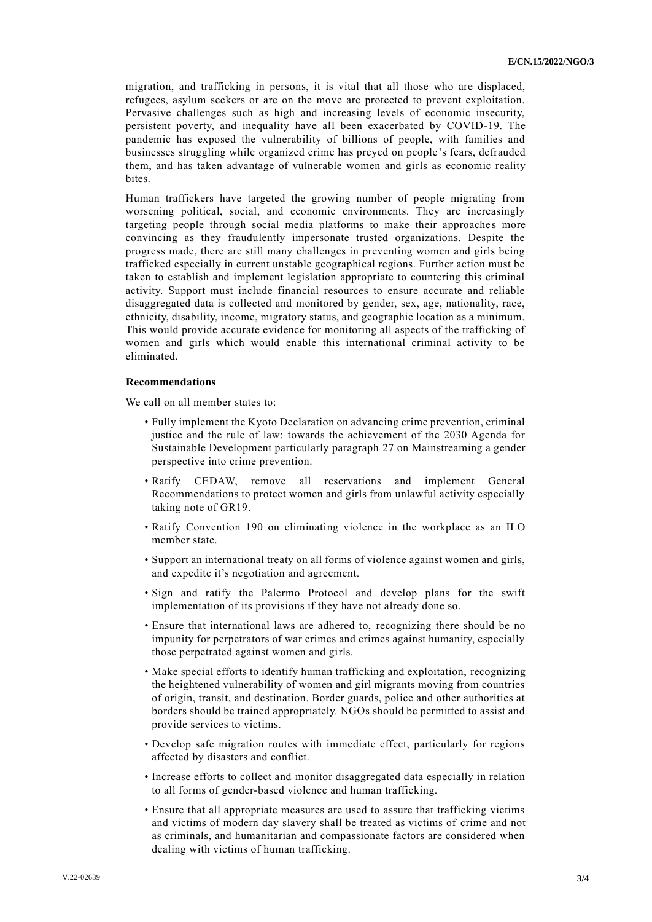migration, and trafficking in persons, it is vital that all those who are displaced, refugees, asylum seekers or are on the move are protected to prevent exploitation. Pervasive challenges such as high and increasing levels of economic insecurity, persistent poverty, and inequality have all been exacerbated by COVID-19. The pandemic has exposed the vulnerability of billions of people, with families and businesses struggling while organized crime has preyed on people's fears, defrauded them, and has taken advantage of vulnerable women and girls as economic reality bites.

Human traffickers have targeted the growing number of people migrating from worsening political, social, and economic environments. They are increasingly targeting people through social media platforms to make their approaches more convincing as they fraudulently impersonate trusted organizations. Despite the progress made, there are still many challenges in preventing women and girls being trafficked especially in current unstable geographical regions. Further action must be taken to establish and implement legislation appropriate to countering this criminal activity. Support must include financial resources to ensure accurate and reliable disaggregated data is collected and monitored by gender, sex, age, nationality, race, ethnicity, disability, income, migratory status, and geographic location as a minimum. This would provide accurate evidence for monitoring all aspects of the trafficking of women and girls which would enable this international criminal activity to be eliminated.

**Recommendations**

We call on all member states to:

- Fully implement the Kyoto Declaration on advancing crime prevention, criminal justice and the rule of law: towards the achievement of the 2030 Agenda for Sustainable Development particularly paragraph 27 on Mainstreaming a gender perspective into crime prevention.
- Ratify CEDAW, remove all reservations and implement General Recommendations to protect women and girls from unlawful activity especially taking note of GR19.
- Ratify Convention 190 on eliminating violence in the workplace as an ILO member state.
- Support an international treaty on all forms of violence against women and girls, and expedite it's negotiation and agreement.
- Sign and ratify the Palermo Protocol and develop plans for the swift implementation of its provisions if they have not already done so.
- Ensure that international laws are adhered to, recognizing there should be no impunity for perpetrators of war crimes and crimes against humanity, especially those perpetrated against women and girls.
- Make special efforts to identify human trafficking and exploitation, recognizing the heightened vulnerability of women and girl migrants moving from countries of origin, transit, and destination. Border guards, police and other authorities at borders should be trained appropriately. NGOs should be permitted to assist and provide services to victims.
- Develop safe migration routes with immediate effect, particularly for regions affected by disasters and conflict.
- Increase efforts to collect and monitor disaggregated data especially in relation to all forms of gender-based violence and human trafficking.
- Ensure that all appropriate measures are used to assure that trafficking victims and victims of modern day slavery shall be treated as victims of crime and not as criminals, and humanitarian and compassionate factors are considered when dealing with victims of human trafficking.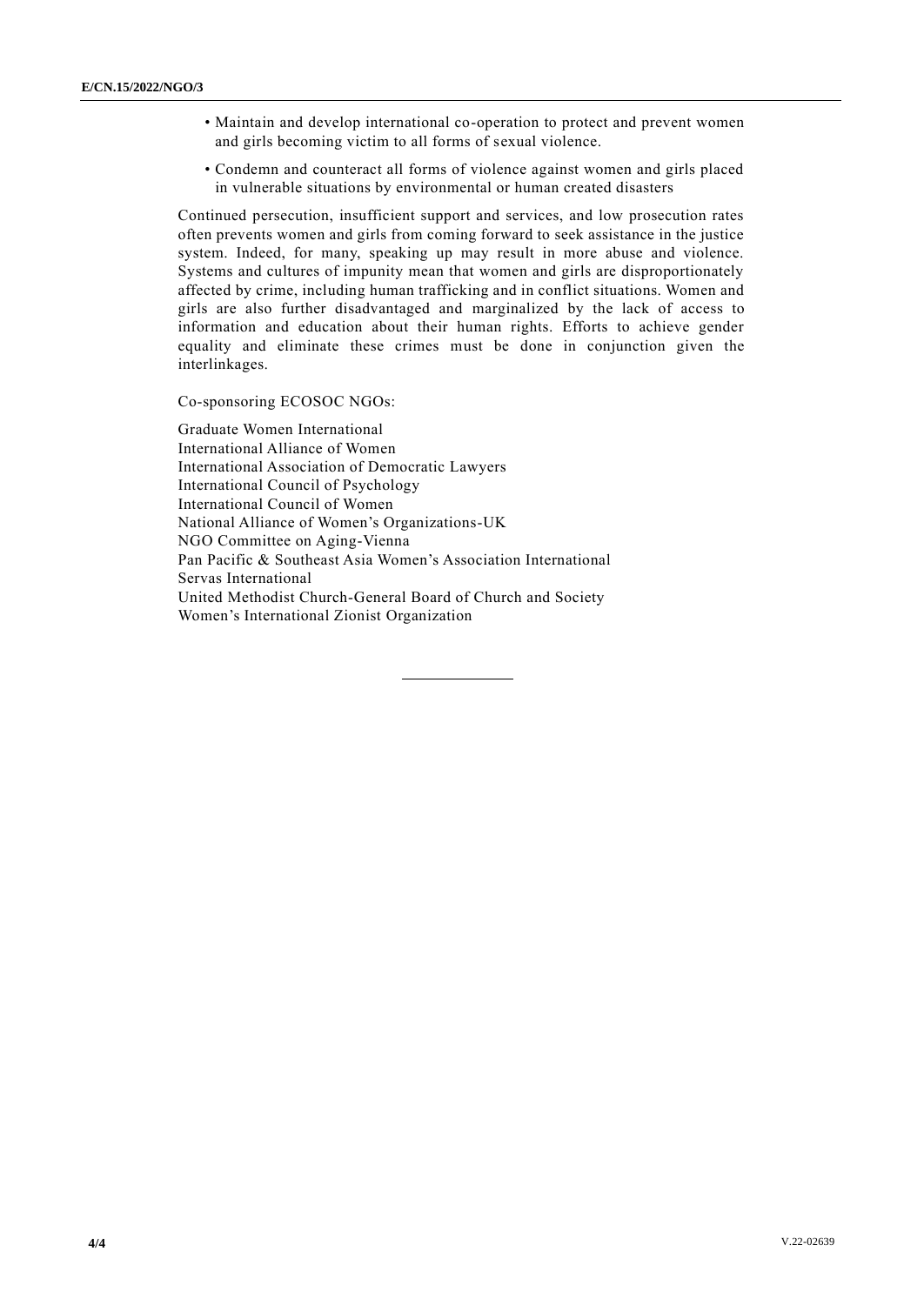- Maintain and develop international co-operation to protect and prevent women and girls becoming victim to all forms of sexual violence.
- Condemn and counteract all forms of violence against women and girls placed in vulnerable situations by environmental or human created disasters

Continued persecution, insufficient support and services, and low prosecution rates often prevents women and girls from coming forward to seek assistance in the justice system. Indeed, for many, speaking up may result in more abuse and violence. Systems and cultures of impunity mean that women and girls are disproportionately affected by crime, including human trafficking and in conflict situations. Women and girls are also further disadvantaged and marginalized by the lack of access to information and education about their human rights. Efforts to achieve gender equality and eliminate these crimes must be done in conjunction given the interlinkages.

Co-sponsoring ECOSOC NGOs:

Graduate Women International
International Alliance of Women
International Association of Democratic Lawyers
International Council of Psychology
International Council of Women
National Alliance of Women's Organizations-UK
NGO Committee on Aging-Vienna
Pan Pacific & Southeast Asia Women's Association International
Servas International
United Methodist Church-General Board of Church and Society
Women's International Zionist Organization